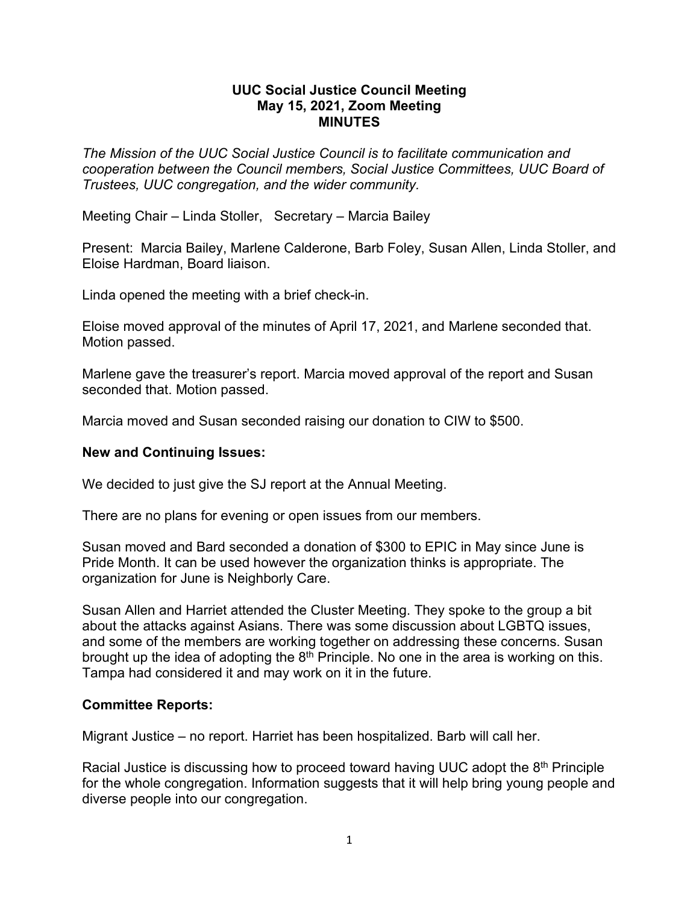**UUC Social Justice Council Meeting**
**May 15, 2021, Zoom Meeting**
**MINUTES**

*The Mission of the UUC Social Justice Council is to facilitate communication and cooperation between the Council members, Social Justice Committees, UUC Board of Trustees, UUC congregation, and the wider community.*

Meeting Chair – Linda Stoller, Secretary – Marcia Bailey

Present: Marcia Bailey, Marlene Calderone, Barb Foley, Susan Allen, Linda Stoller, and Eloise Hardman, Board liaison.

Linda opened the meeting with a brief check-in.

Eloise moved approval of the minutes of April 17, 2021, and Marlene seconded that. Motion passed.

Marlene gave the treasurer's report. Marcia moved approval of the report and Susan seconded that. Motion passed.

Marcia moved and Susan seconded raising our donation to CIW to $500.

**New and Continuing Issues:**

We decided to just give the SJ report at the Annual Meeting.

There are no plans for evening or open issues from our members.

Susan moved and Bard seconded a donation of $300 to EPIC in May since June is Pride Month. It can be used however the organization thinks is appropriate. The organization for June is Neighborly Care.

Susan Allen and Harriet attended the Cluster Meeting. They spoke to the group a bit about the attacks against Asians. There was some discussion about LGBTQ issues, and some of the members are working together on addressing these concerns. Susan brought up the idea of adopting the 8th Principle. No one in the area is working on this. Tampa had considered it and may work on it in the future.

**Committee Reports:**

Migrant Justice – no report. Harriet has been hospitalized. Barb will call her.

Racial Justice is discussing how to proceed toward having UUC adopt the 8th Principle for the whole congregation. Information suggests that it will help bring young people and diverse people into our congregation.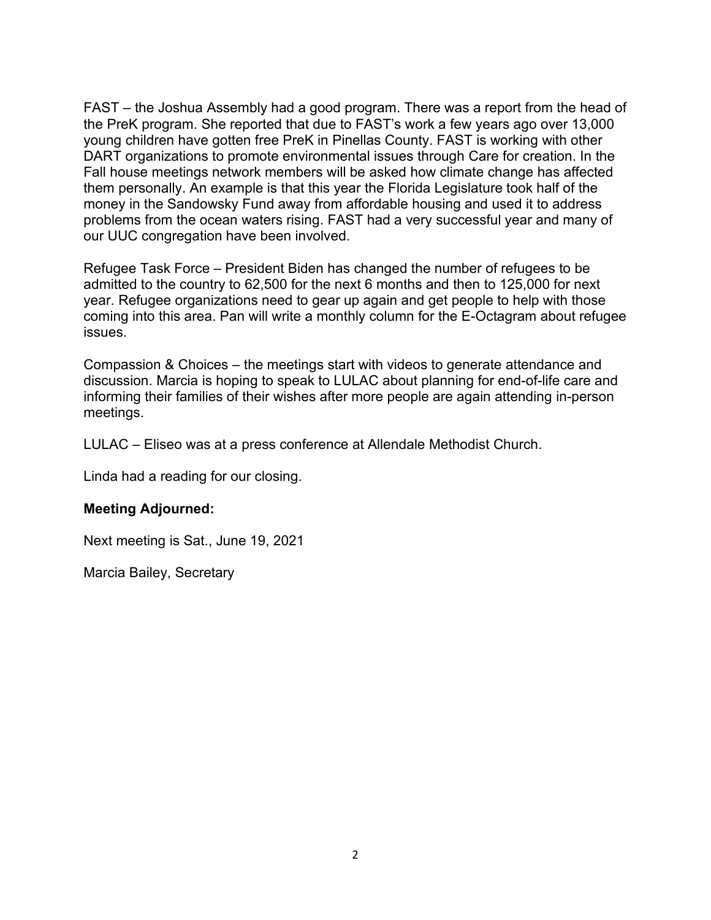FAST – the Joshua Assembly had a good program. There was a report from the head of the PreK program. She reported that due to FAST's work a few years ago over 13,000 young children have gotten free PreK in Pinellas County. FAST is working with other DART organizations to promote environmental issues through Care for creation. In the Fall house meetings network members will be asked how climate change has affected them personally. An example is that this year the Florida Legislature took half of the money in the Sandowsky Fund away from affordable housing and used it to address problems from the ocean waters rising. FAST had a very successful year and many of our UUC congregation have been involved.

Refugee Task Force – President Biden has changed the number of refugees to be admitted to the country to 62,500 for the next 6 months and then to 125,000 for next year. Refugee organizations need to gear up again and get people to help with those coming into this area. Pan will write a monthly column for the E-Octagram about refugee issues.

Compassion & Choices – the meetings start with videos to generate attendance and discussion. Marcia is hoping to speak to LULAC about planning for end-of-life care and informing their families of their wishes after more people are again attending in-person meetings.

LULAC – Eliseo was at a press conference at Allendale Methodist Church.

Linda had a reading for our closing.

**Meeting Adjourned:**

Next meeting is Sat., June 19, 2021

Marcia Bailey, Secretary